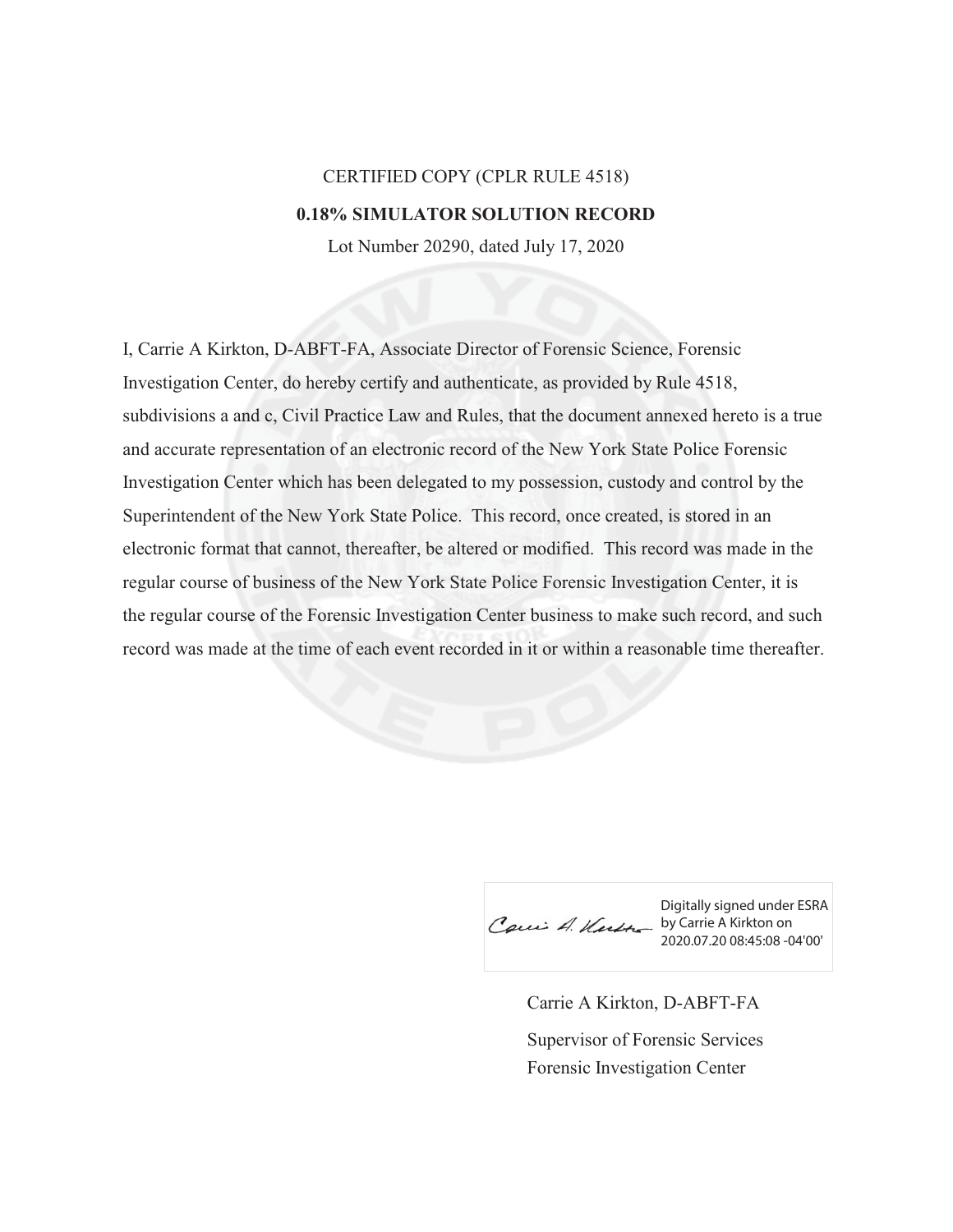CERTIFIED COPY (CPLR RULE 4518)

**0.18% SIMULATOR SOLUTION RECORD**

Lot Number 20290, dated July 17, 2020

I, Carrie A Kirkton, D-ABFT-FA, Associate Director of Forensic Science, Forensic Investigation Center, do hereby certify and authenticate, as provided by Rule 4518, subdivisions a and c, Civil Practice Law and Rules, that the document annexed hereto is a true and accurate representation of an electronic record of the New York State Police Forensic Investigation Center which has been delegated to my possession, custody and control by the Superintendent of the New York State Police. This record, once created, is stored in an electronic format that cannot, thereafter, be altered or modified. This record was made in the regular course of business of the New York State Police Forensic Investigation Center, it is the regular course of the Forensic Investigation Center business to make such record, and such record was made at the time of each event recorded in it or within a reasonable time thereafter.

Digitally signed under ESRA by Carrie A Kirkton on 2020.07.20 08:45:08 -04'00'

Carrie A Kirkton, D-ABFT-FA

Supervisor of Forensic Services

Forensic Investigation Center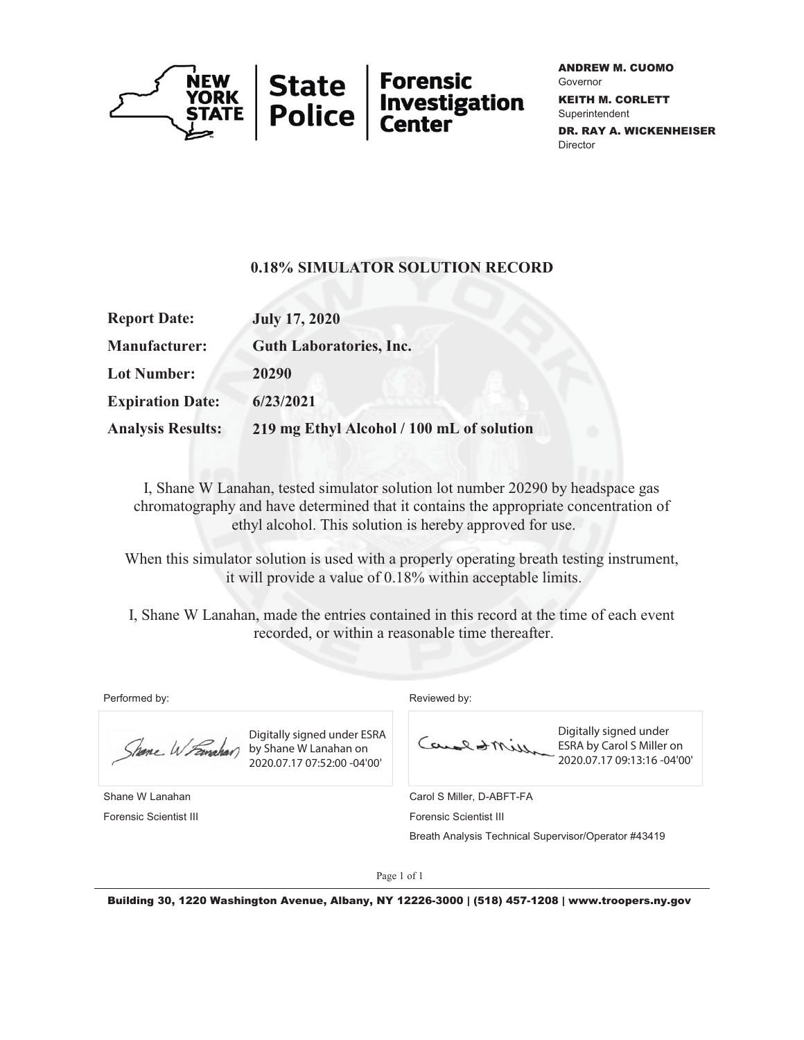**New York State | State Police | Forensic Investigation Center**

**ANDREW M. CUOMO**
Governor

**KEITH M. CORLETT**
Superintendent

**DR. RAY A. WICKENHEISER**
Director

## 0.18% SIMULATOR SOLUTION RECORD

| | |
|---|---|
| **Report Date:** | **July 17, 2020** |
| **Manufacturer:** | **Guth Laboratories, Inc.** |
| **Lot Number:** | **20290** |
| **Expiration Date:** | **6/23/2021** |
| **Analysis Results:** | **219 mg Ethyl Alcohol / 100 mL of solution** |

I, Shane W Lanahan, tested simulator solution lot number 20290 by headspace gas chromatography and have determined that it contains the appropriate concentration of ethyl alcohol. This solution is hereby approved for use.

When this simulator solution is used with a properly operating breath testing instrument, it will provide a value of 0.18% within acceptable limits.

I, Shane W Lanahan, made the entries contained in this record at the time of each event recorded, or within a reasonable time thereafter.

Performed by:

Digitally signed under ESRA by Shane W Lanahan on 2020.07.17 07:52:00 -04'00'

Shane W Lanahan
Forensic Scientist III

Reviewed by:

Digitally signed under ESRA by Carol S Miller on 2020.07.17 09:13:16 -04'00'

Carol S Miller, D-ABFT-FA
Forensic Scientist III
Breath Analysis Technical Supervisor/Operator #43419

Building 30, 1220 Washington Avenue, Albany, NY 12226-3000 | (518) 457-1208 | www.troopers.ny.gov